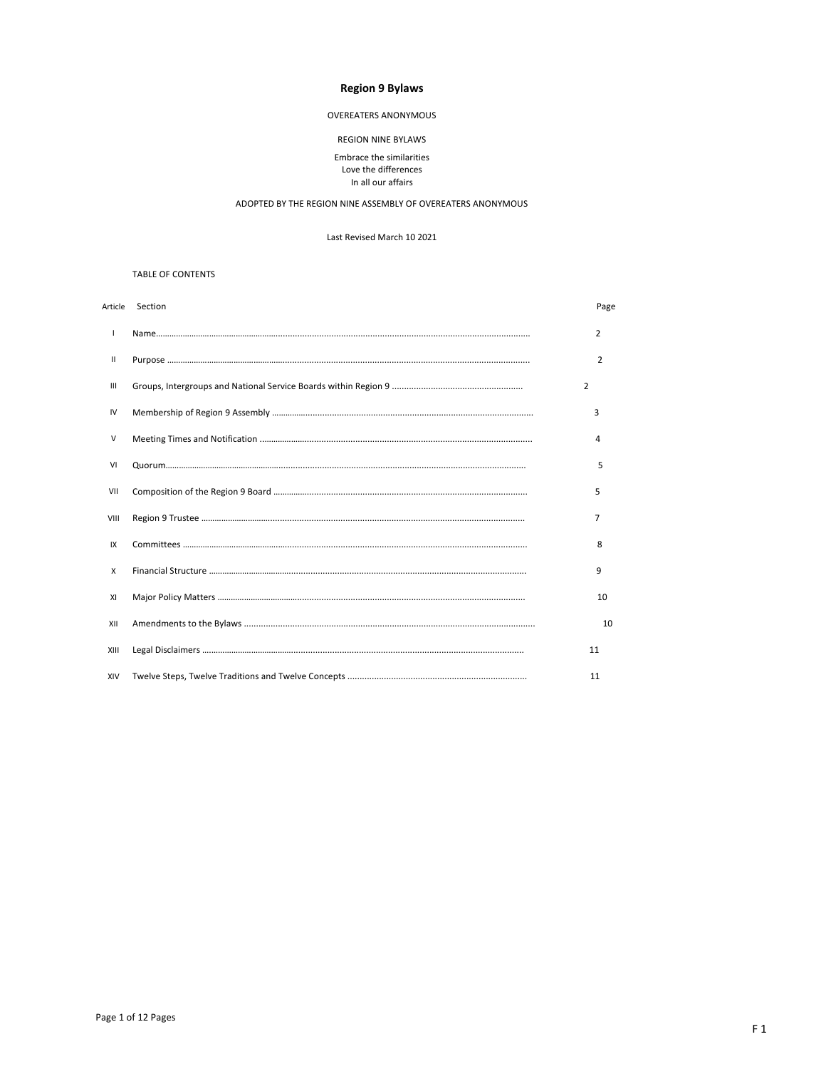# Region 9 Bylaws

OVEREATERS ANONYMOUS

REGION NINE BYLAWS

Embrace the similarities
Love the differences
In all our affairs

ADOPTED BY THE REGION NINE ASSEMBLY OF OVEREATERS ANONYMOUS

Last Revised March 10 2021

TABLE OF CONTENTS

| Article | Section | Page |
|---|---|---|
| I | Name | 2 |
| II | Purpose | 2 |
| III | Groups, Intergroups and National Service Boards within Region 9 | 2 |
| IV | Membership of Region 9 Assembly | 3 |
| V | Meeting Times and Notification | 4 |
| VI | Quorum | 5 |
| VII | Composition of the Region 9 Board | 5 |
| VIII | Region 9 Trustee | 7 |
| IX | Committees | 8 |
| X | Financial Structure | 9 |
| XI | Major Policy Matters | 10 |
| XII | Amendments to the Bylaws | 10 |
| XIII | Legal Disclaimers | 11 |
| XIV | Twelve Steps, Twelve Traditions and Twelve Concepts | 11 |

F 1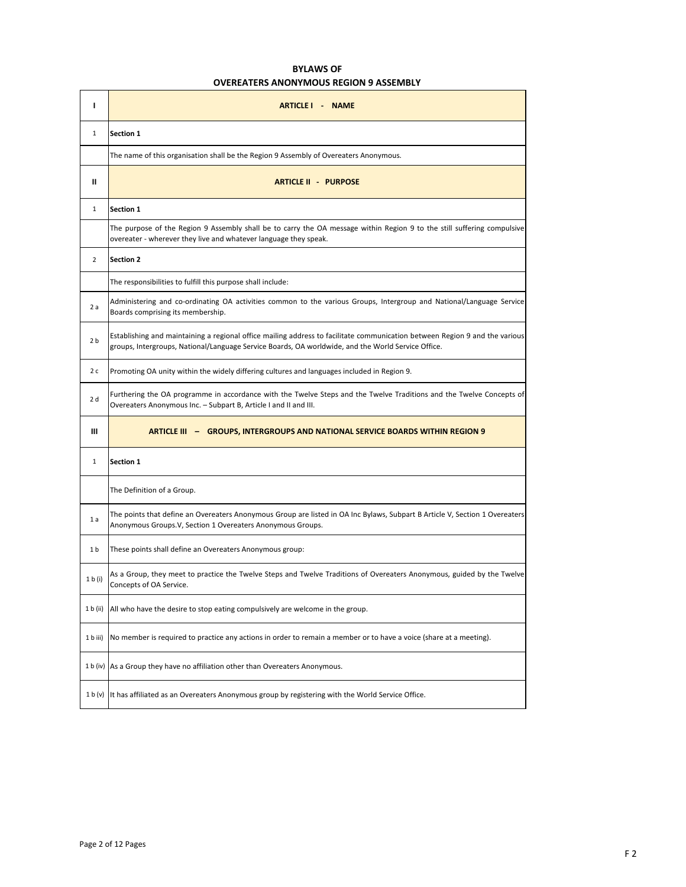**BYLAWS OF**
**OVEREATERS ANONYMOUS REGION 9 ASSEMBLY**

| | |
|---|---|
| **I** | **ARTICLE I - NAME** |
| 1 | **Section 1** |
| | The name of this organisation shall be the Region 9 Assembly of Overeaters Anonymous. |
| **II** | **ARTICLE II - PURPOSE** |
| 1 | **Section 1** |
| | The purpose of the Region 9 Assembly shall be to carry the OA message within Region 9 to the still suffering compulsive overeater - wherever they live and whatever language they speak. |
| 2 | **Section 2** |
| | The responsibilities to fulfill this purpose shall include: |
| 2 a | Administering and co-ordinating OA activities common to the various Groups, Intergroup and National/Language Service Boards comprising its membership. |
| 2 b | Establishing and maintaining a regional office mailing address to facilitate communication between Region 9 and the various groups, Intergroups, National/Language Service Boards, OA worldwide, and the World Service Office. |
| 2 c | Promoting OA unity within the widely differing cultures and languages included in Region 9. |
| 2 d | Furthering the OA programme in accordance with the Twelve Steps and the Twelve Traditions and the Twelve Concepts of Overeaters Anonymous Inc. – Subpart B, Article I and II and III. |
| **III** | **ARTICLE III – GROUPS, INTERGROUPS AND NATIONAL SERVICE BOARDS WITHIN REGION 9** |
| 1 | **Section 1** |
| | The Definition of a Group. |
| 1 a | The points that define an Overeaters Anonymous Group are listed in OA Inc Bylaws, Subpart B Article V, Section 1 Overeaters Anonymous Groups.V, Section 1 Overeaters Anonymous Groups. |
| 1 b | These points shall define an Overeaters Anonymous group: |
| 1 b (i) | As a Group, they meet to practice the Twelve Steps and Twelve Traditions of Overeaters Anonymous, guided by the Twelve Concepts of OA Service. |
| 1 b (ii) | All who have the desire to stop eating compulsively are welcome in the group. |
| 1 b iii) | No member is required to practice any actions in order to remain a member or to have a voice (share at a meeting). |
| 1 b (iv) | As a Group they have no affiliation other than Overeaters Anonymous. |
| 1 b (v) | It has affiliated as an Overeaters Anonymous group by registering with the World Service Office. |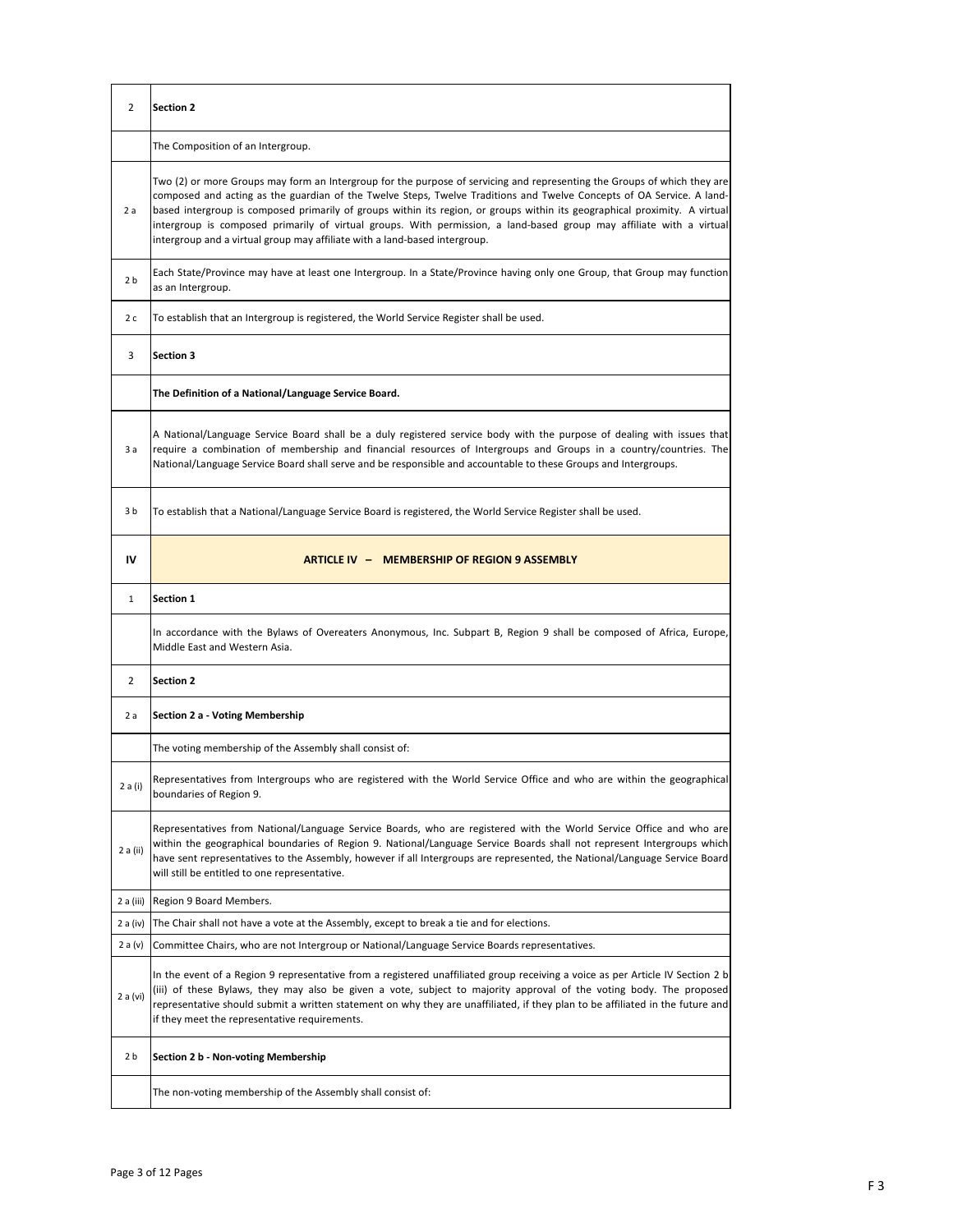| | |
|---|---|
| 2 | **Section 2** |
| | The Composition of an Intergroup. |
| 2 a | Two (2) or more Groups may form an Intergroup for the purpose of servicing and representing the Groups of which they are composed and acting as the guardian of the Twelve Steps, Twelve Traditions and Twelve Concepts of OA Service. A land-based intergroup is composed primarily of groups within its region, or groups within its geographical proximity. A virtual intergroup is composed primarily of virtual groups. With permission, a land-based group may affiliate with a virtual intergroup and a virtual group may affiliate with a land-based intergroup. |
| 2 b | Each State/Province may have at least one Intergroup. In a State/Province having only one Group, that Group may function as an Intergroup. |
| 2 c | To establish that an Intergroup is registered, the World Service Register shall be used. |
| 3 | **Section 3** |
| | **The Definition of a National/Language Service Board.** |
| 3 a | A National/Language Service Board shall be a duly registered service body with the purpose of dealing with issues that require a combination of membership and financial resources of Intergroups and Groups in a country/countries. The National/Language Service Board shall serve and be responsible and accountable to these Groups and Intergroups. |
| 3 b | To establish that a National/Language Service Board is registered, the World Service Register shall be used. |
| **IV** | **ARTICLE IV – MEMBERSHIP OF REGION 9 ASSEMBLY** |
| 1 | **Section 1** |
| | In accordance with the Bylaws of Overeaters Anonymous, Inc. Subpart B, Region 9 shall be composed of Africa, Europe, Middle East and Western Asia. |
| 2 | **Section 2** |
| 2 a | **Section 2 a - Voting Membership** |
| | The voting membership of the Assembly shall consist of: |
| 2 a (i) | Representatives from Intergroups who are registered with the World Service Office and who are within the geographical boundaries of Region 9. |
| 2 a (ii) | Representatives from National/Language Service Boards, who are registered with the World Service Office and who are within the geographical boundaries of Region 9. National/Language Service Boards shall not represent Intergroups which have sent representatives to the Assembly, however if all Intergroups are represented, the National/Language Service Board will still be entitled to one representative. |
| 2 a (iii) | Region 9 Board Members. |
| 2 a (iv) | The Chair shall not have a vote at the Assembly, except to break a tie and for elections. |
| 2 a (v) | Committee Chairs, who are not Intergroup or National/Language Service Boards representatives. |
| 2 a (vi) | In the event of a Region 9 representative from a registered unaffiliated group receiving a voice as per Article IV Section 2 b (iii) of these Bylaws, they may also be given a vote, subject to majority approval of the voting body. The proposed representative should submit a written statement on why they are unaffiliated, if they plan to be affiliated in the future and if they meet the representative requirements. |
| 2 b | **Section 2 b - Non-voting Membership** |
| | The non-voting membership of the Assembly shall consist of: |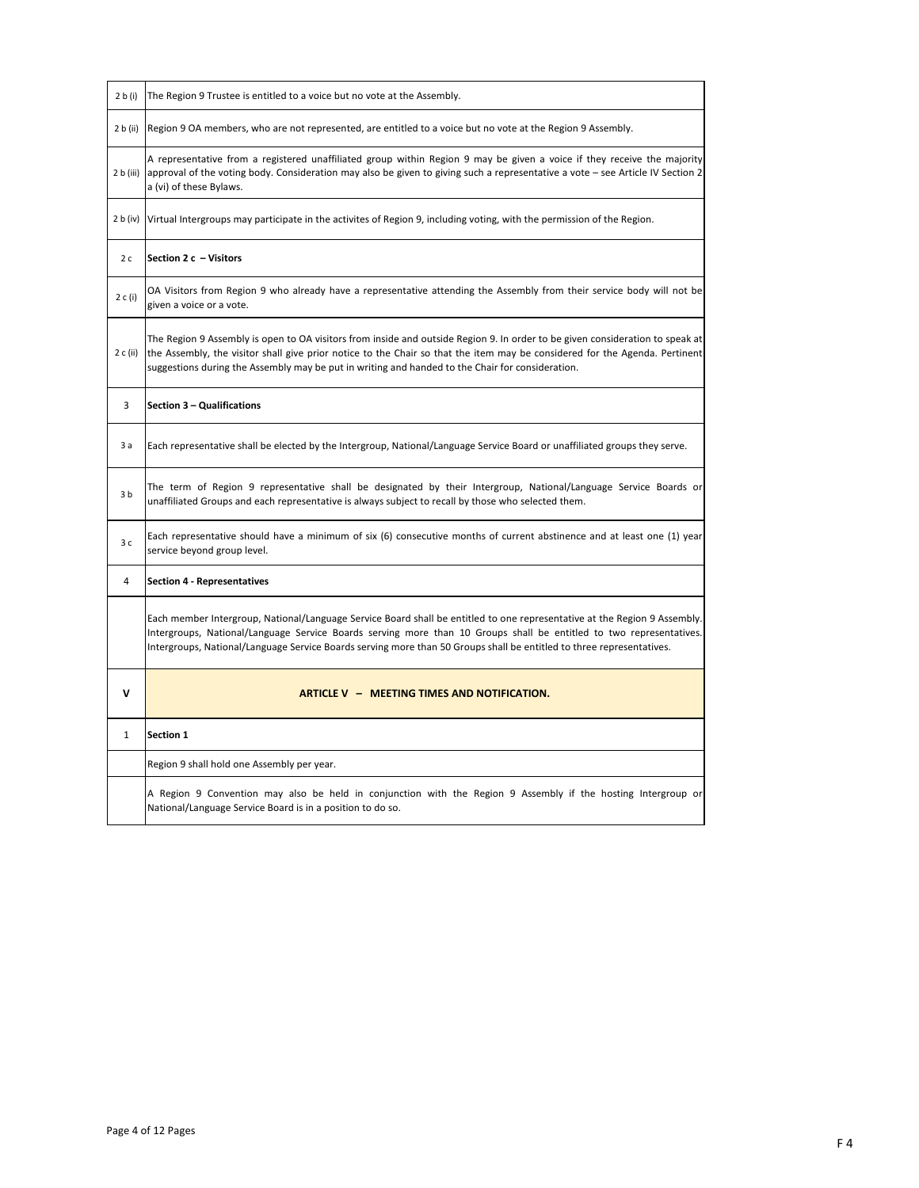| | |
|---|---|
| 2 b (i) | The Region 9 Trustee is entitled to a voice but no vote at the Assembly. |
| 2 b (ii) | Region 9 OA members, who are not represented, are entitled to a voice but no vote at the Region 9 Assembly. |
| 2 b (iii) | A representative from a registered unaffiliated group within Region 9 may be given a voice if they receive the majority approval of the voting body. Consideration may also be given to giving such a representative a vote – see Article IV Section 2 a (vi) of these Bylaws. |
| 2 b (iv) | Virtual Intergroups may participate in the activites of Region 9, including voting, with the permission of the Region. |
| 2 c | **Section 2 c – Visitors** |
| 2 c (i) | OA Visitors from Region 9 who already have a representative attending the Assembly from their service body will not be given a voice or a vote. |
| 2 c (ii) | The Region 9 Assembly is open to OA visitors from inside and outside Region 9. In order to be given consideration to speak at the Assembly, the visitor shall give prior notice to the Chair so that the item may be considered for the Agenda. Pertinent suggestions during the Assembly may be put in writing and handed to the Chair for consideration. |
| 3 | **Section 3 – Qualifications** |
| 3 a | Each representative shall be elected by the Intergroup, National/Language Service Board or unaffiliated groups they serve. |
| 3 b | The term of Region 9 representative shall be designated by their Intergroup, National/Language Service Boards or unaffiliated Groups and each representative is always subject to recall by those who selected them. |
| 3 c | Each representative should have a minimum of six (6) consecutive months of current abstinence and at least one (1) year service beyond group level. |
| 4 | **Section 4 - Representatives** |
| | Each member Intergroup, National/Language Service Board shall be entitled to one representative at the Region 9 Assembly. Intergroups, National/Language Service Boards serving more than 10 Groups shall be entitled to two representatives. Intergroups, National/Language Service Boards serving more than 50 Groups shall be entitled to three representatives. |
| **V** | **ARTICLE V – MEETING TIMES AND NOTIFICATION.** |
| 1 | **Section 1** |
| | Region 9 shall hold one Assembly per year. |
| | A Region 9 Convention may also be held in conjunction with the Region 9 Assembly if the hosting Intergroup or National/Language Service Board is in a position to do so. |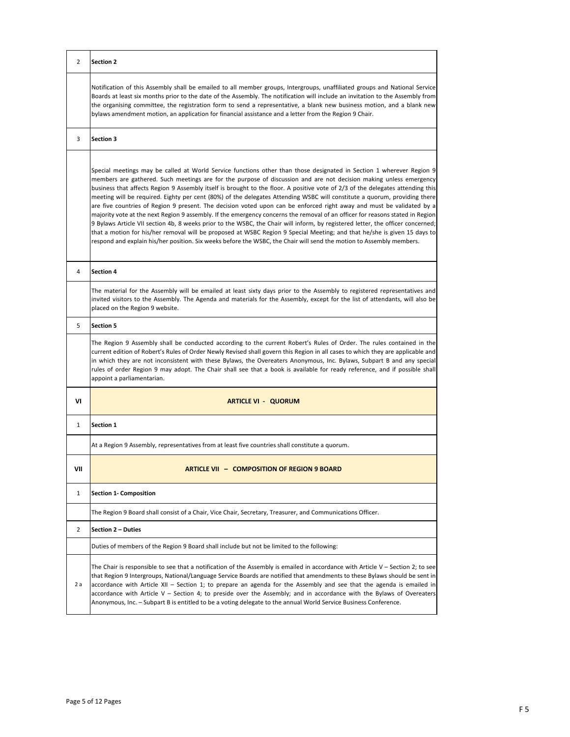| | |
|---|---|
| 2 | **Section 2** |
| | Notification of this Assembly shall be emailed to all member groups, Intergroups, unaffiliated groups and National Service Boards at least six months prior to the date of the Assembly. The notification will include an invitation to the Assembly from the organising committee, the registration form to send a representative, a blank new business motion, and a blank new bylaws amendment motion, an application for financial assistance and a letter from the Region 9 Chair. |
| 3 | **Section 3** |
| | Special meetings may be called at World Service functions other than those designated in Section 1 wherever Region 9 members are gathered. Such meetings are for the purpose of discussion and are not decision making unless emergency business that affects Region 9 Assembly itself is brought to the floor. A positive vote of 2/3 of the delegates attending this meeting will be required. Eighty per cent (80%) of the delegates Attending WSBC will constitute a quorum, providing there are five countries of Region 9 present. The decision voted upon can be enforced right away and must be validated by a majority vote at the next Region 9 assembly. If the emergency concerns the removal of an officer for reasons stated in Region 9 Bylaws Article VII section 4b, 8 weeks prior to the WSBC, the Chair will inform, by registered letter, the officer concerned; that a motion for his/her removal will be proposed at WSBC Region 9 Special Meeting; and that he/she is given 15 days to respond and explain his/her position. Six weeks before the WSBC, the Chair will send the motion to Assembly members. |
| 4 | **Section 4** |
| | The material for the Assembly will be emailed at least sixty days prior to the Assembly to registered representatives and invited visitors to the Assembly. The Agenda and materials for the Assembly, except for the list of attendants, will also be placed on the Region 9 website. |
| 5 | **Section 5** |
| | The Region 9 Assembly shall be conducted according to the current Robert's Rules of Order. The rules contained in the current edition of Robert's Rules of Order Newly Revised shall govern this Region in all cases to which they are applicable and in which they are not inconsistent with these Bylaws, the Overeaters Anonymous, Inc. Bylaws, Subpart B and any special rules of order Region 9 may adopt. The Chair shall see that a book is available for ready reference, and if possible shall appoint a parliamentarian. |
| **VI** | **ARTICLE VI - QUORUM** |
| 1 | **Section 1** |
| | At a Region 9 Assembly, representatives from at least five countries shall constitute a quorum. |
| **VII** | **ARTICLE VII – COMPOSITION OF REGION 9 BOARD** |
| 1 | **Section 1- Composition** |
| | The Region 9 Board shall consist of a Chair, Vice Chair, Secretary, Treasurer, and Communications Officer. |
| 2 | **Section 2 – Duties** |
| | Duties of members of the Region 9 Board shall include but not be limited to the following: |
| 2 a | The Chair is responsible to see that a notification of the Assembly is emailed in accordance with Article V – Section 2; to see that Region 9 Intergroups, National/Language Service Boards are notified that amendments to these Bylaws should be sent in accordance with Article XII – Section 1; to prepare an agenda for the Assembly and see that the agenda is emailed in accordance with Article V – Section 4; to preside over the Assembly; and in accordance with the Bylaws of Overeaters Anonymous, Inc. – Subpart B is entitled to be a voting delegate to the annual World Service Business Conference. |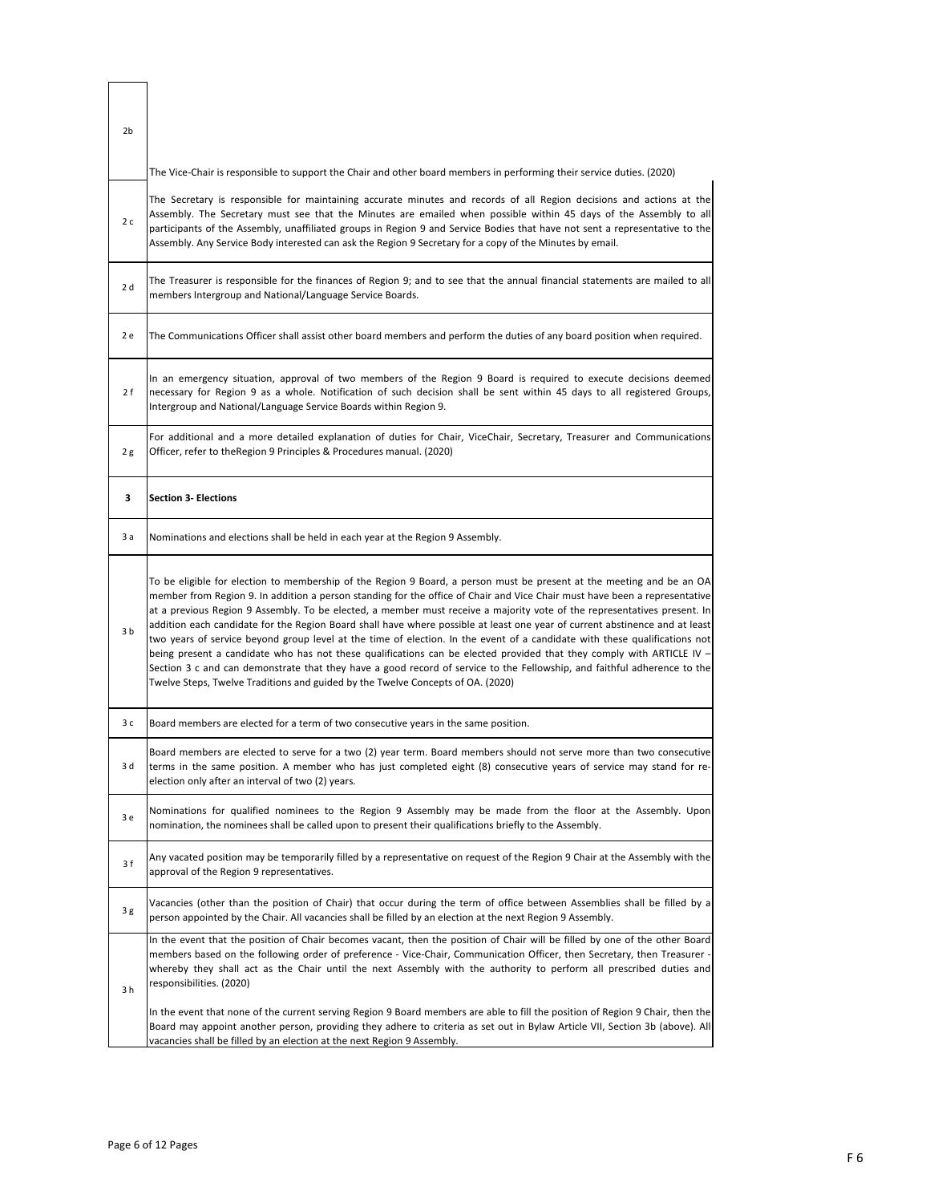| | |
|---|---|
| 2b | The Vice-Chair is responsible to support the Chair and other board members in performing their service duties. (2020) |
| 2 c | The Secretary is responsible for maintaining accurate minutes and records of all Region decisions and actions at the Assembly. The Secretary must see that the Minutes are emailed when possible within 45 days of the Assembly to all participants of the Assembly, unaffiliated groups in Region 9 and Service Bodies that have not sent a representative to the Assembly. Any Service Body interested can ask the Region 9 Secretary for a copy of the Minutes by email. |
| 2 d | The Treasurer is responsible for the finances of Region 9; and to see that the annual financial statements are mailed to all members Intergroup and National/Language Service Boards. |
| 2 e | The Communications Officer shall assist other board members and perform the duties of any board position when required. |
| 2 f | In an emergency situation, approval of two members of the Region 9 Board is required to execute decisions deemed necessary for Region 9 as a whole. Notification of such decision shall be sent within 45 days to all registered Groups, Intergroup and National/Language Service Boards within Region 9. |
| 2 g | For additional and a more detailed explanation of duties for Chair, ViceChair, Secretary, Treasurer and Communications Officer, refer to theRegion 9 Principles & Procedures manual. (2020) |
| **3** | **Section 3- Elections** |
| 3 a | Nominations and elections shall be held in each year at the Region 9 Assembly. |
| 3 b | To be eligible for election to membership of the Region 9 Board, a person must be present at the meeting and be an OA member from Region 9. In addition a person standing for the office of Chair and Vice Chair must have been a representative at a previous Region 9 Assembly. To be elected, a member must receive a majority vote of the representatives present. In addition each candidate for the Region Board shall have where possible at least one year of current abstinence and at least two years of service beyond group level at the time of election. In the event of a candidate with these qualifications not being present a candidate who has not these qualifications can be elected provided that they comply with ARTICLE IV – Section 3 c and can demonstrate that they have a good record of service to the Fellowship, and faithful adherence to the Twelve Steps, Twelve Traditions and guided by the Twelve Concepts of OA. (2020) |
| 3 c | Board members are elected for a term of two consecutive years in the same position. |
| 3 d | Board members are elected to serve for a two (2) year term. Board members should not serve more than two consecutive terms in the same position. A member who has just completed eight (8) consecutive years of service may stand for re-election only after an interval of two (2) years. |
| 3 e | Nominations for qualified nominees to the Region 9 Assembly may be made from the floor at the Assembly. Upon nomination, the nominees shall be called upon to present their qualifications briefly to the Assembly. |
| 3 f | Any vacated position may be temporarily filled by a representative on request of the Region 9 Chair at the Assembly with the approval of the Region 9 representatives. |
| 3 g | Vacancies (other than the position of Chair) that occur during the term of office between Assemblies shall be filled by a person appointed by the Chair. All vacancies shall be filled by an election at the next Region 9 Assembly. |
| 3 h | In the event that the position of Chair becomes vacant, then the position of Chair will be filled by one of the other Board members based on the following order of preference - Vice-Chair, Communication Officer, then Secretary, then Treasurer - whereby they shall act as the Chair until the next Assembly with the authority to perform all prescribed duties and responsibilities. (2020)<br><br>In the event that none of the current serving Region 9 Board members are able to fill the position of Region 9 Chair, then the Board may appoint another person, providing they adhere to criteria as set out in Bylaw Article VII, Section 3b (above). All vacancies shall be filled by an election at the next Region 9 Assembly. |

F 6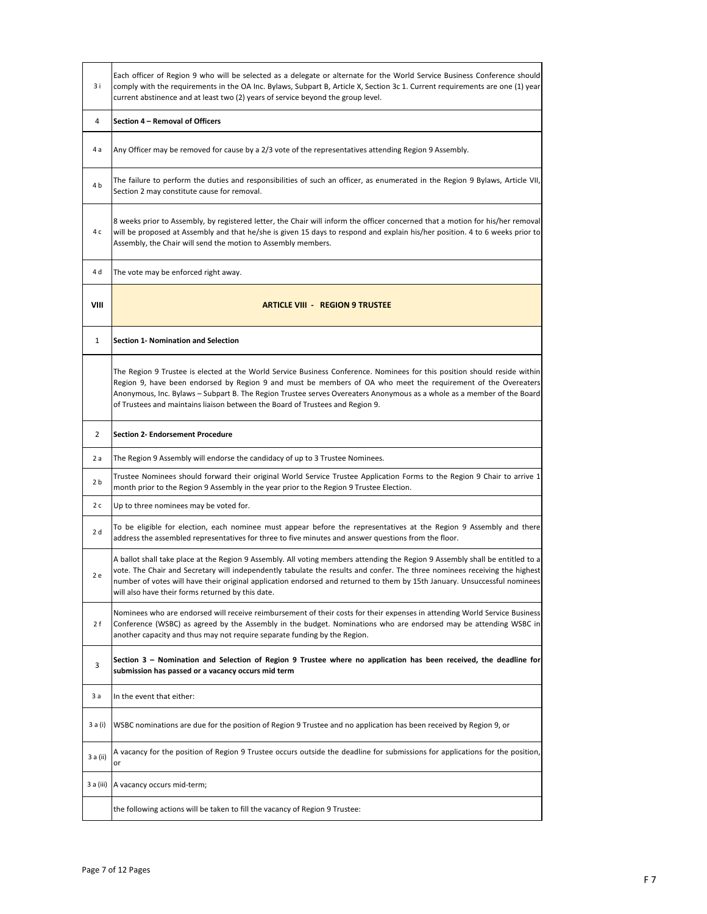| | |
|---|---|
| 3 i | Each officer of Region 9 who will be selected as a delegate or alternate for the World Service Business Conference should comply with the requirements in the OA Inc. Bylaws, Subpart B, Article X, Section 3c 1. Current requirements are one (1) year current abstinence and at least two (2) years of service beyond the group level. |
| 4 | **Section 4 – Removal of Officers** |
| 4 a | Any Officer may be removed for cause by a 2/3 vote of the representatives attending Region 9 Assembly. |
| 4 b | The failure to perform the duties and responsibilities of such an officer, as enumerated in the Region 9 Bylaws, Article VII, Section 2 may constitute cause for removal. |
| 4 c | 8 weeks prior to Assembly, by registered letter, the Chair will inform the officer concerned that a motion for his/her removal will be proposed at Assembly and that he/she is given 15 days to respond and explain his/her position. 4 to 6 weeks prior to Assembly, the Chair will send the motion to Assembly members. |
| 4 d | The vote may be enforced right away. |
| **VIII** | **ARTICLE VIII - REGION 9 TRUSTEE** |
| 1 | **Section 1- Nomination and Selection** |
| | The Region 9 Trustee is elected at the World Service Business Conference. Nominees for this position should reside within Region 9, have been endorsed by Region 9 and must be members of OA who meet the requirement of the Overeaters Anonymous, Inc. Bylaws – Subpart B. The Region Trustee serves Overeaters Anonymous as a whole as a member of the Board of Trustees and maintains liaison between the Board of Trustees and Region 9. |
| 2 | **Section 2- Endorsement Procedure** |
| 2 a | The Region 9 Assembly will endorse the candidacy of up to 3 Trustee Nominees. |
| 2 b | Trustee Nominees should forward their original World Service Trustee Application Forms to the Region 9 Chair to arrive 1 month prior to the Region 9 Assembly in the year prior to the Region 9 Trustee Election. |
| 2 c | Up to three nominees may be voted for. |
| 2 d | To be eligible for election, each nominee must appear before the representatives at the Region 9 Assembly and there address the assembled representatives for three to five minutes and answer questions from the floor. |
| 2 e | A ballot shall take place at the Region 9 Assembly. All voting members attending the Region 9 Assembly shall be entitled to a vote. The Chair and Secretary will independently tabulate the results and confer. The three nominees receiving the highest number of votes will have their original application endorsed and returned to them by 15th January. Unsuccessful nominees will also have their forms returned by this date. |
| 2 f | Nominees who are endorsed will receive reimbursement of their costs for their expenses in attending World Service Business Conference (WSBC) as agreed by the Assembly in the budget. Nominations who are endorsed may be attending WSBC in another capacity and thus may not require separate funding by the Region. |
| 3 | **Section 3 – Nomination and Selection of Region 9 Trustee where no application has been received, the deadline for submission has passed or a vacancy occurs mid term** |
| 3 a | In the event that either: |
| 3 a (i) | WSBC nominations are due for the position of Region 9 Trustee and no application has been received by Region 9, or |
| 3 a (ii) | A vacancy for the position of Region 9 Trustee occurs outside the deadline for submissions for applications for the position, or |
| 3 a (iii) | A vacancy occurs mid-term; |
| | the following actions will be taken to fill the vacancy of Region 9 Trustee: |

F 7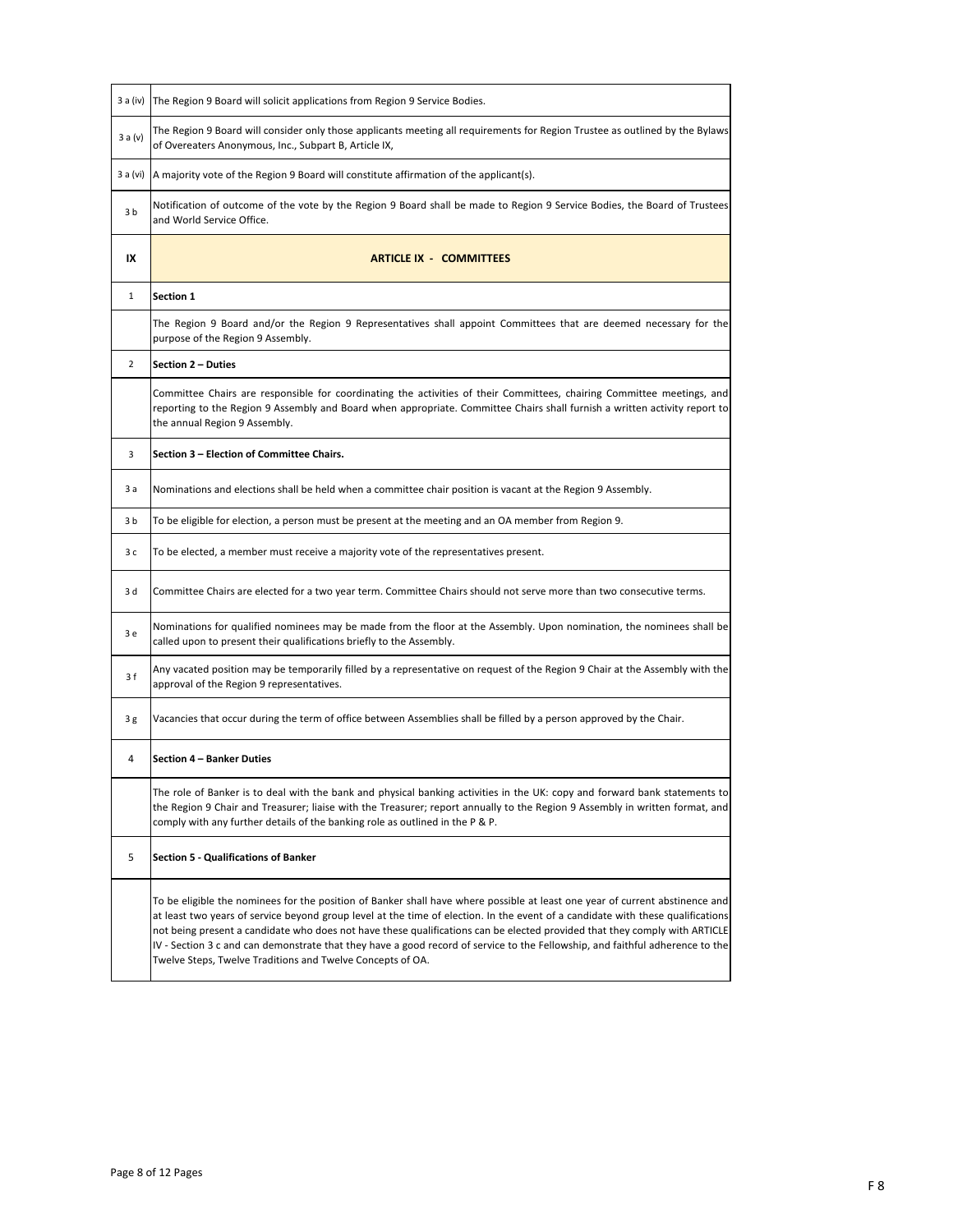| | |
|---|---|
| 3 a (iv) | The Region 9 Board will solicit applications from Region 9 Service Bodies. |
| 3 a (v) | The Region 9 Board will consider only those applicants meeting all requirements for Region Trustee as outlined by the Bylaws of Overeaters Anonymous, Inc., Subpart B, Article IX, |
| 3 a (vi) | A majority vote of the Region 9 Board will constitute affirmation of the applicant(s). |
| 3 b | Notification of outcome of the vote by the Region 9 Board shall be made to Region 9 Service Bodies, the Board of Trustees and World Service Office. |
| **IX** | **ARTICLE IX - COMMITTEES** |
| 1 | **Section 1** |
| | The Region 9 Board and/or the Region 9 Representatives shall appoint Committees that are deemed necessary for the purpose of the Region 9 Assembly. |
| 2 | **Section 2 – Duties** |
| | Committee Chairs are responsible for coordinating the activities of their Committees, chairing Committee meetings, and reporting to the Region 9 Assembly and Board when appropriate. Committee Chairs shall furnish a written activity report to the annual Region 9 Assembly. |
| 3 | **Section 3 – Election of Committee Chairs.** |
| 3 a | Nominations and elections shall be held when a committee chair position is vacant at the Region 9 Assembly. |
| 3 b | To be eligible for election, a person must be present at the meeting and an OA member from Region 9. |
| 3 c | To be elected, a member must receive a majority vote of the representatives present. |
| 3 d | Committee Chairs are elected for a two year term. Committee Chairs should not serve more than two consecutive terms. |
| 3 e | Nominations for qualified nominees may be made from the floor at the Assembly. Upon nomination, the nominees shall be called upon to present their qualifications briefly to the Assembly. |
| 3 f | Any vacated position may be temporarily filled by a representative on request of the Region 9 Chair at the Assembly with the approval of the Region 9 representatives. |
| 3 g | Vacancies that occur during the term of office between Assemblies shall be filled by a person approved by the Chair. |
| 4 | **Section 4 – Banker Duties** |
| | The role of Banker is to deal with the bank and physical banking activities in the UK: copy and forward bank statements to the Region 9 Chair and Treasurer; liaise with the Treasurer; report annually to the Region 9 Assembly in written format, and comply with any further details of the banking role as outlined in the P & P. |
| 5 | **Section 5 - Qualifications of Banker** |
| | To be eligible the nominees for the position of Banker shall have where possible at least one year of current abstinence and at least two years of service beyond group level at the time of election. In the event of a candidate with these qualifications not being present a candidate who does not have these qualifications can be elected provided that they comply with ARTICLE IV - Section 3 c and can demonstrate that they have a good record of service to the Fellowship, and faithful adherence to the Twelve Steps, Twelve Traditions and Twelve Concepts of OA. |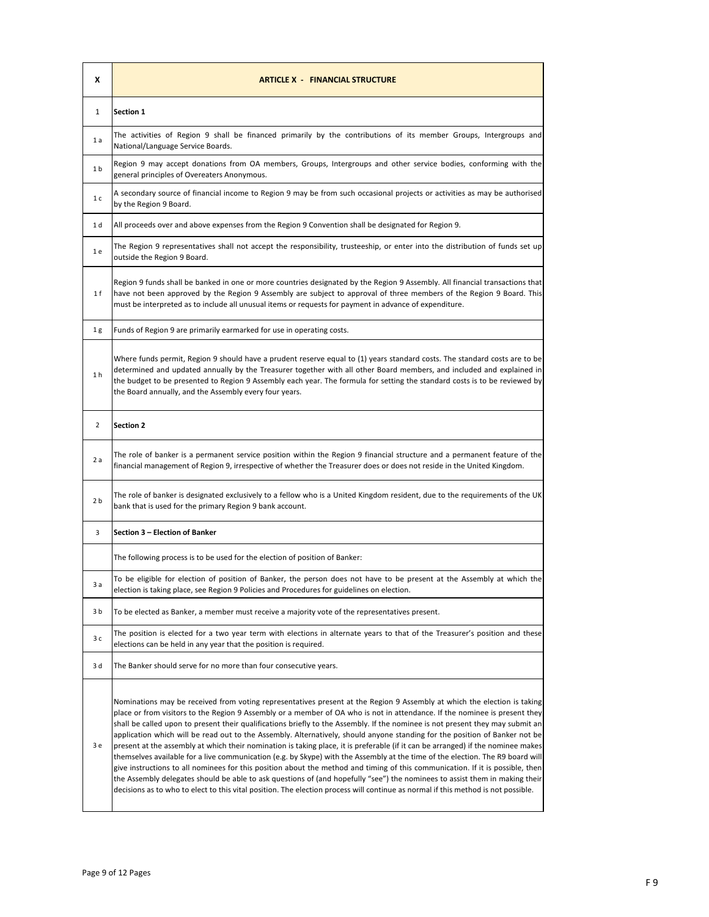| X | ARTICLE X - FINANCIAL STRUCTURE |
|---|---|
| 1 | **Section 1** |
| 1 a | The activities of Region 9 shall be financed primarily by the contributions of its member Groups, Intergroups and National/Language Service Boards. |
| 1 b | Region 9 may accept donations from OA members, Groups, Intergroups and other service bodies, conforming with the general principles of Overeaters Anonymous. |
| 1 c | A secondary source of financial income to Region 9 may be from such occasional projects or activities as may be authorised by the Region 9 Board. |
| 1 d | All proceeds over and above expenses from the Region 9 Convention shall be designated for Region 9. |
| 1 e | The Region 9 representatives shall not accept the responsibility, trusteeship, or enter into the distribution of funds set up outside the Region 9 Board. |
| 1 f | Region 9 funds shall be banked in one or more countries designated by the Region 9 Assembly. All financial transactions that have not been approved by the Region 9 Assembly are subject to approval of three members of the Region 9 Board. This must be interpreted as to include all unusual items or requests for payment in advance of expenditure. |
| 1 g | Funds of Region 9 are primarily earmarked for use in operating costs. |
| 1 h | Where funds permit, Region 9 should have a prudent reserve equal to (1) years standard costs. The standard costs are to be determined and updated annually by the Treasurer together with all other Board members, and included and explained in the budget to be presented to Region 9 Assembly each year. The formula for setting the standard costs is to be reviewed by the Board annually, and the Assembly every four years. |
| 2 | **Section 2** |
| 2 a | The role of banker is a permanent service position within the Region 9 financial structure and a permanent feature of the financial management of Region 9, irrespective of whether the Treasurer does or does not reside in the United Kingdom. |
| 2 b | The role of banker is designated exclusively to a fellow who is a United Kingdom resident, due to the requirements of the UK bank that is used for the primary Region 9 bank account. |
| 3 | **Section 3 – Election of Banker** |
| | The following process is to be used for the election of position of Banker: |
| 3 a | To be eligible for election of position of Banker, the person does not have to be present at the Assembly at which the election is taking place, see Region 9 Policies and Procedures for guidelines on election. |
| 3 b | To be elected as Banker, a member must receive a majority vote of the representatives present. |
| 3 c | The position is elected for a two year term with elections in alternate years to that of the Treasurer's position and these elections can be held in any year that the position is required. |
| 3 d | The Banker should serve for no more than four consecutive years. |
| 3 e | Nominations may be received from voting representatives present at the Region 9 Assembly at which the election is taking place or from visitors to the Region 9 Assembly or a member of OA who is not in attendance. If the nominee is present they shall be called upon to present their qualifications briefly to the Assembly. If the nominee is not present they may submit an application which will be read out to the Assembly. Alternatively, should anyone standing for the position of Banker not be present at the assembly at which their nomination is taking place, it is preferable (if it can be arranged) if the nominee makes themselves available for a live communication (e.g. by Skype) with the Assembly at the time of the election. The R9 board will give instructions to all nominees for this position about the method and timing of this communication. If it is possible, then the Assembly delegates should be able to ask questions of (and hopefully "see") the nominees to assist them in making their decisions as to who to elect to this vital position. The election process will continue as normal if this method is not possible. |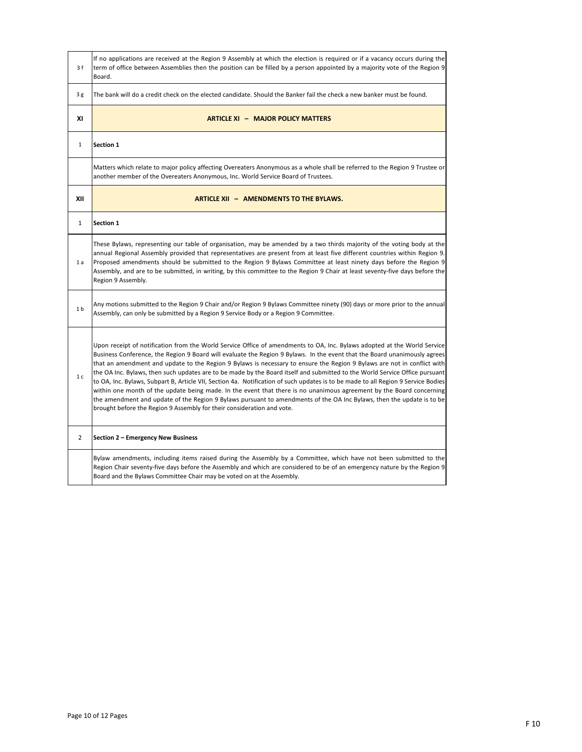| | |
|---|---|
| 3 f | If no applications are received at the Region 9 Assembly at which the election is required or if a vacancy occurs during the term of office between Assemblies then the position can be filled by a person appointed by a majority vote of the Region 9 Board. |
| 3 g | The bank will do a credit check on the elected candidate. Should the Banker fail the check a new banker must be found. |
| **XI** | **ARTICLE XI – MAJOR POLICY MATTERS** |
| 1 | **Section 1** |
| | Matters which relate to major policy affecting Overeaters Anonymous as a whole shall be referred to the Region 9 Trustee or another member of the Overeaters Anonymous, Inc. World Service Board of Trustees. |
| **XII** | **ARTICLE XII – AMENDMENTS TO THE BYLAWS.** |
| 1 | **Section 1** |
| 1 a | These Bylaws, representing our table of organisation, may be amended by a two thirds majority of the voting body at the annual Regional Assembly provided that representatives are present from at least five different countries within Region 9. Proposed amendments should be submitted to the Region 9 Bylaws Committee at least ninety days before the Region 9 Assembly, and are to be submitted, in writing, by this committee to the Region 9 Chair at least seventy-five days before the Region 9 Assembly. |
| 1 b | Any motions submitted to the Region 9 Chair and/or Region 9 Bylaws Committee ninety (90) days or more prior to the annual Assembly, can only be submitted by a Region 9 Service Body or a Region 9 Committee. |
| 1 c | Upon receipt of notification from the World Service Office of amendments to OA, Inc. Bylaws adopted at the World Service Business Conference, the Region 9 Board will evaluate the Region 9 Bylaws. In the event that the Board unanimously agrees that an amendment and update to the Region 9 Bylaws is necessary to ensure the Region 9 Bylaws are not in conflict with the OA Inc. Bylaws, then such updates are to be made by the Board itself and submitted to the World Service Office pursuant to OA, Inc. Bylaws, Subpart B, Article VII, Section 4a. Notification of such updates is to be made to all Region 9 Service Bodies within one month of the update being made. In the event that there is no unanimous agreement by the Board concerning the amendment and update of the Region 9 Bylaws pursuant to amendments of the OA Inc Bylaws, then the update is to be brought before the Region 9 Assembly for their consideration and vote. |
| 2 | **Section 2 – Emergency New Business** |
| | Bylaw amendments, including items raised during the Assembly by a Committee, which have not been submitted to the Region Chair seventy-five days before the Assembly and which are considered to be of an emergency nature by the Region 9 Board and the Bylaws Committee Chair may be voted on at the Assembly. |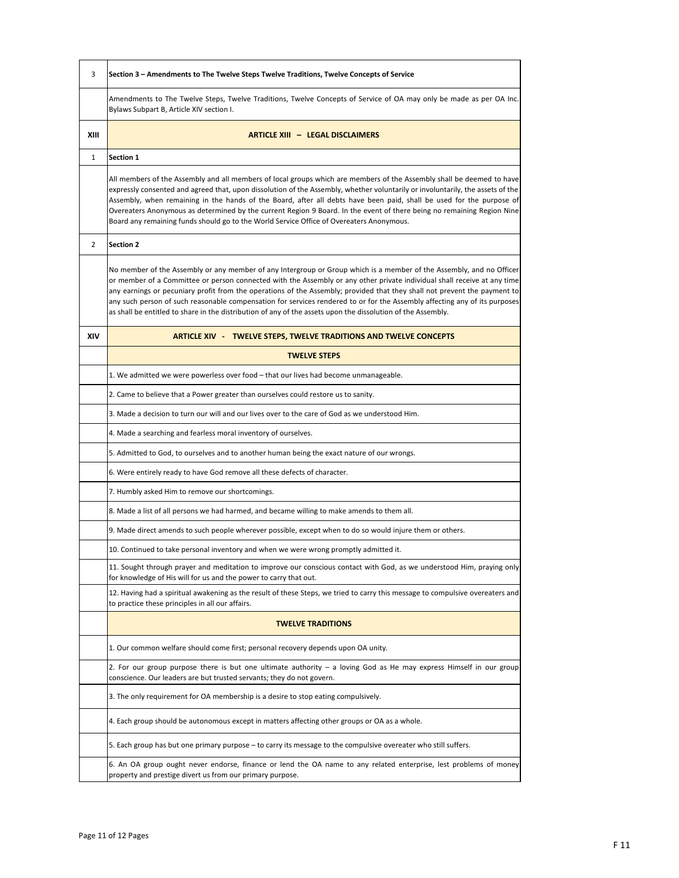| | |
|---|---|
| 3 | **Section 3 – Amendments to The Twelve Steps Twelve Traditions, Twelve Concepts of Service** |
| | Amendments to The Twelve Steps, Twelve Traditions, Twelve Concepts of Service of OA may only be made as per OA Inc. Bylaws Subpart B, Article XIV section I. |
| **XIII** | **ARTICLE XIII – LEGAL DISCLAIMERS** |
| 1 | **Section 1** |
| | All members of the Assembly and all members of local groups which are members of the Assembly shall be deemed to have expressly consented and agreed that, upon dissolution of the Assembly, whether voluntarily or involuntarily, the assets of the Assembly, when remaining in the hands of the Board, after all debts have been paid, shall be used for the purpose of Overeaters Anonymous as determined by the current Region 9 Board. In the event of there being no remaining Region Nine Board any remaining funds should go to the World Service Office of Overeaters Anonymous. |
| 2 | **Section 2** |
| | No member of the Assembly or any member of any Intergroup or Group which is a member of the Assembly, and no Officer or member of a Committee or person connected with the Assembly or any other private individual shall receive at any time any earnings or pecuniary profit from the operations of the Assembly; provided that they shall not prevent the payment to any such person of such reasonable compensation for services rendered to or for the Assembly affecting any of its purposes as shall be entitled to share in the distribution of any of the assets upon the dissolution of the Assembly. |
| **XIV** | **ARTICLE XIV - TWELVE STEPS, TWELVE TRADITIONS AND TWELVE CONCEPTS** |
| | **TWELVE STEPS** |
| | 1. We admitted we were powerless over food – that our lives had become unmanageable. |
| | 2. Came to believe that a Power greater than ourselves could restore us to sanity. |
| | 3. Made a decision to turn our will and our lives over to the care of God as we understood Him. |
| | 4. Made a searching and fearless moral inventory of ourselves. |
| | 5. Admitted to God, to ourselves and to another human being the exact nature of our wrongs. |
| | 6. Were entirely ready to have God remove all these defects of character. |
| | 7. Humbly asked Him to remove our shortcomings. |
| | 8. Made a list of all persons we had harmed, and became willing to make amends to them all. |
| | 9. Made direct amends to such people wherever possible, except when to do so would injure them or others. |
| | 10. Continued to take personal inventory and when we were wrong promptly admitted it. |
| | 11. Sought through prayer and meditation to improve our conscious contact with God, as we understood Him, praying only for knowledge of His will for us and the power to carry that out. |
| | 12. Having had a spiritual awakening as the result of these Steps, we tried to carry this message to compulsive overeaters and to practice these principles in all our affairs. |
| | **TWELVE TRADITIONS** |
| | 1. Our common welfare should come first; personal recovery depends upon OA unity. |
| | 2. For our group purpose there is but one ultimate authority – a loving God as He may express Himself in our group conscience. Our leaders are but trusted servants; they do not govern. |
| | 3. The only requirement for OA membership is a desire to stop eating compulsively. |
| | 4. Each group should be autonomous except in matters affecting other groups or OA as a whole. |
| | 5. Each group has but one primary purpose – to carry its message to the compulsive overeater who still suffers. |
| | 6. An OA group ought never endorse, finance or lend the OA name to any related enterprise, lest problems of money property and prestige divert us from our primary purpose. |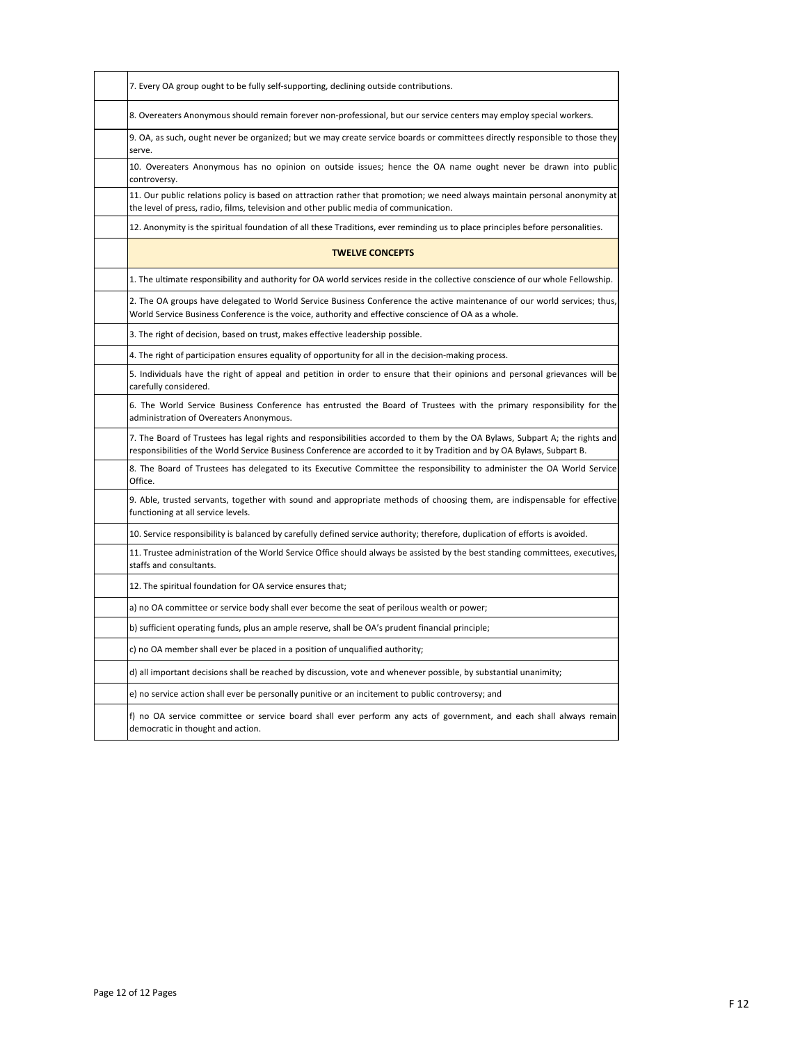| | |
|---|---|
| | 7. Every OA group ought to be fully self-supporting, declining outside contributions. |
| | 8. Overeaters Anonymous should remain forever non-professional, but our service centers may employ special workers. |
| | 9. OA, as such, ought never be organized; but we may create service boards or committees directly responsible to those they serve. |
| | 10. Overeaters Anonymous has no opinion on outside issues; hence the OA name ought never be drawn into public controversy. |
| | 11. Our public relations policy is based on attraction rather that promotion; we need always maintain personal anonymity at the level of press, radio, films, television and other public media of communication. |
| | 12. Anonymity is the spiritual foundation of all these Traditions, ever reminding us to place principles before personalities. |
| | **TWELVE CONCEPTS** |
| | 1. The ultimate responsibility and authority for OA world services reside in the collective conscience of our whole Fellowship. |
| | 2. The OA groups have delegated to World Service Business Conference the active maintenance of our world services; thus, World Service Business Conference is the voice, authority and effective conscience of OA as a whole. |
| | 3. The right of decision, based on trust, makes effective leadership possible. |
| | 4. The right of participation ensures equality of opportunity for all in the decision-making process. |
| | 5. Individuals have the right of appeal and petition in order to ensure that their opinions and personal grievances will be carefully considered. |
| | 6. The World Service Business Conference has entrusted the Board of Trustees with the primary responsibility for the administration of Overeaters Anonymous. |
| | 7. The Board of Trustees has legal rights and responsibilities accorded to them by the OA Bylaws, Subpart A; the rights and responsibilities of the World Service Business Conference are accorded to it by Tradition and by OA Bylaws, Subpart B. |
| | 8. The Board of Trustees has delegated to its Executive Committee the responsibility to administer the OA World Service Office. |
| | 9. Able, trusted servants, together with sound and appropriate methods of choosing them, are indispensable for effective functioning at all service levels. |
| | 10. Service responsibility is balanced by carefully defined service authority; therefore, duplication of efforts is avoided. |
| | 11. Trustee administration of the World Service Office should always be assisted by the best standing committees, executives, staffs and consultants. |
| | 12. The spiritual foundation for OA service ensures that; |
| | a) no OA committee or service body shall ever become the seat of perilous wealth or power; |
| | b) sufficient operating funds, plus an ample reserve, shall be OA's prudent financial principle; |
| | c) no OA member shall ever be placed in a position of unqualified authority; |
| | d) all important decisions shall be reached by discussion, vote and whenever possible, by substantial unanimity; |
| | e) no service action shall ever be personally punitive or an incitement to public controversy; and |
| | f) no OA service committee or service board shall ever perform any acts of government, and each shall always remain democratic in thought and action. |

F 12